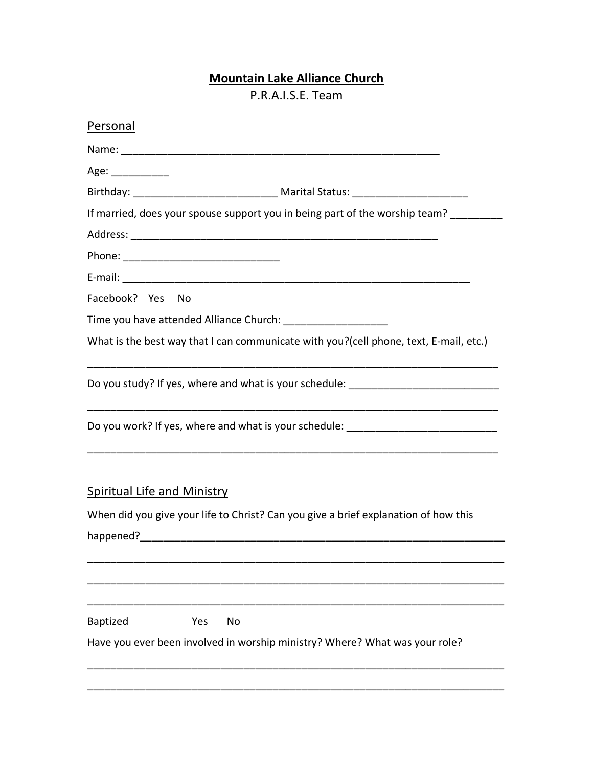# Mountain Lake Alliance Church

P.R.A.I.S.E. Team

## Personal

Name: _______________________________________________________

Age: __________

Birthday: _________________________ Marital Status: ____________________

If married, does your spouse support you in being part of the worship team? _________

Address: _____________________________________________________

Phone: ___________________________

E-mail: _____________________________________________________________

Facebook? Yes No

Time you have attended Alliance Church: __________________

What is the best way that I can communicate with you?(cell phone, text, E-mail, etc.)

_________________________________________________________________________

Do you study? If yes, where and what is your schedule: __________________________

_________________________________________________________________________

Do you work? If yes, where and what is your schedule: __________________________

_________________________________________________________________________

## Spiritual Life and Ministry

When did you give your life to Christ? Can you give a brief explanation of how this happened?_________________________________________________________________

_________________________________________________________________________

_________________________________________________________________________

_________________________________________________________________________

Baptized Yes No

Have you ever been involved in worship ministry? Where? What was your role?

_________________________________________________________________________

_________________________________________________________________________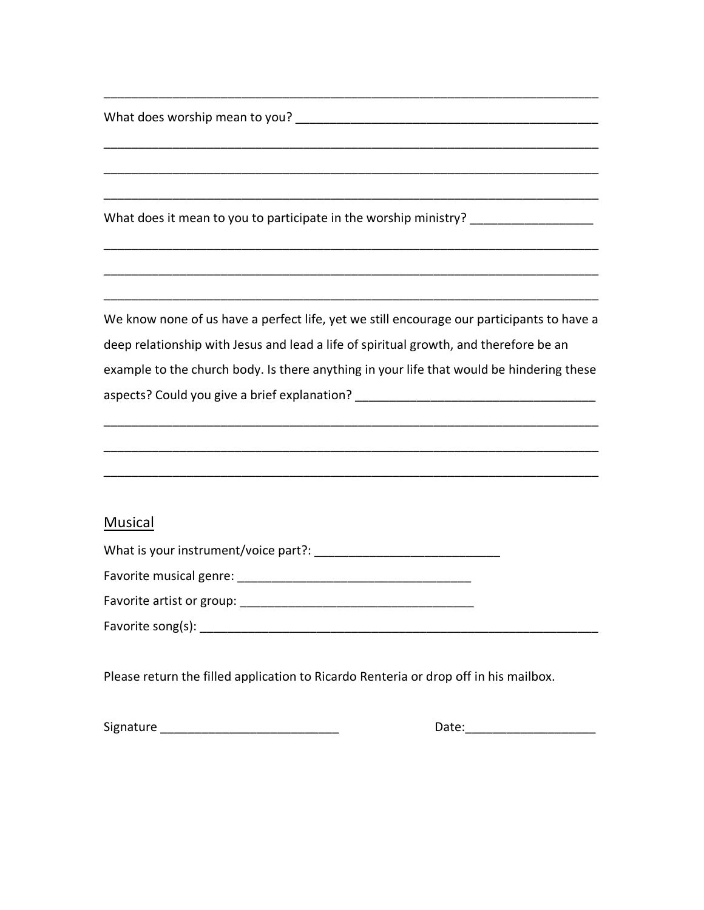___________________________________________________________________________

What does worship mean to you? _____________________________________________

___________________________________________________________________________

___________________________________________________________________________

___________________________________________________________________________

What does it mean to you to participate in the worship ministry? __________________

___________________________________________________________________________

___________________________________________________________________________

___________________________________________________________________________

We know none of us have a perfect life, yet we still encourage our participants to have a deep relationship with Jesus and lead a life of spiritual growth, and therefore be an example to the church body. Is there anything in your life that would be hindering these aspects? Could you give a brief explanation? ___________________________________

___________________________________________________________________________

___________________________________________________________________________

___________________________________________________________________________

## Musical

What is your instrument/voice part?: ___________________________

Favorite musical genre: __________________________________

Favorite artist or group: __________________________________

Favorite song(s): ____________________________________________________________

Please return the filled application to Ricardo Renteria or drop off in his mailbox.

Signature __________________________ Date:___________________